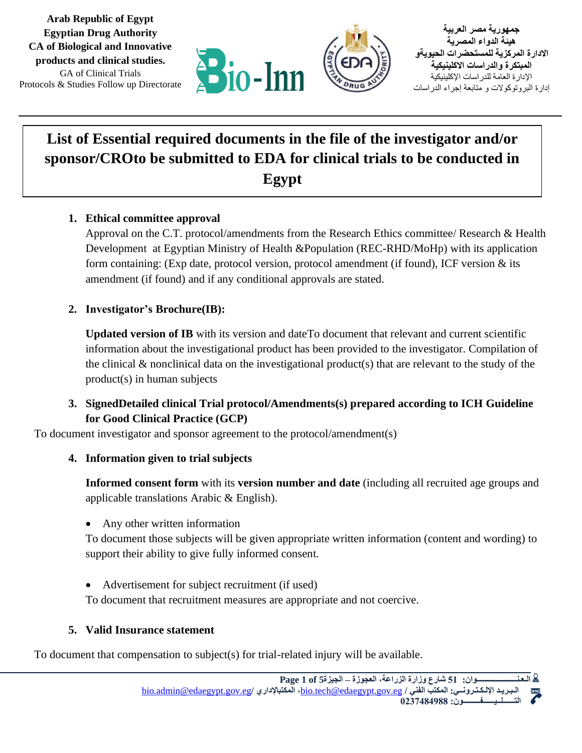**Arab Republic of Egypt**
**Egyptian Drug Authority**
**CA of Biological and Innovative products and clinical studies.**
GA of Clinical Trials
Protocols & Studies Follow up Directorate

**جمهورية مصر العربية**
**هيئة الدواء المصرية**
**الادارة المركزية للمستحضرات الحيويةو المبتكرة والدراسات الاكلينيكية**
الإدارة العامة للدراسات الإكلينيكية
إدارة البروتوكولات و متابعة إجراء الدراسات

# List of Essential required documents in the file of the investigator and/or sponsor/CROto be submitted to EDA for clinical trials to be conducted in Egypt

1. **Ethical committee approval**
   Approval on the C.T. protocol/amendments from the Research Ethics committee/ Research & Health Development at Egyptian Ministry of Health &Population (REC-RHD/MoHp) with its application form containing: (Exp date, protocol version, protocol amendment (if found), ICF version & its amendment (if found) and if any conditional approvals are stated.

2. **Investigator's Brochure(IB):**

   **Updated version of IB** with its version and dateTo document that relevant and current scientific information about the investigational product has been provided to the investigator. Compilation of the clinical & nonclinical data on the investigational product(s) that are relevant to the study of the product(s) in human subjects

3. **SignedDetailed clinical Trial protocol/Amendments(s) prepared according to ICH Guideline for Good Clinical Practice (GCP)**

To document investigator and sponsor agreement to the protocol/amendment(s)

4. **Information given to trial subjects**

   **Informed consent form** with its **version number and date** (including all recruited age groups and applicable translations Arabic & English).

   - Any other written information

   To document those subjects will be given appropriate written information (content and wording) to support their ability to give fully informed consent.

   - Advertisement for subject recruitment (if used)

   To document that recruitment measures are appropriate and not coercive.

5. **Valid Insurance statement**

To document that compensation to subject(s) for trial-related injury will be available.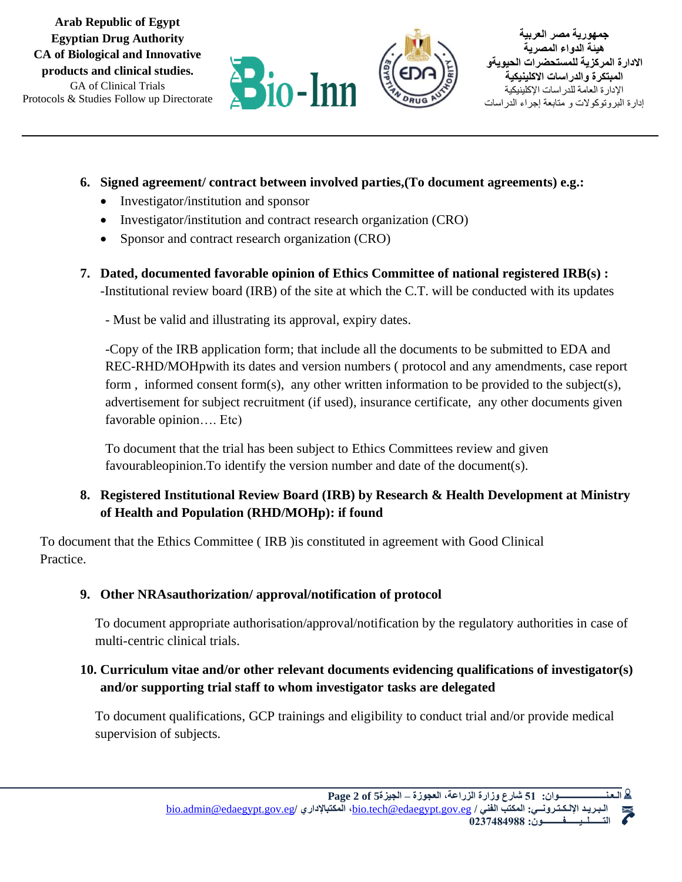6. **Signed agreement/ contract between involved parties,(To document agreements) e.g.:**
    - Investigator/institution and sponsor
    - Investigator/institution and contract research organization (CRO)
    - Sponsor and contract research organization (CRO)

7. **Dated, documented favorable opinion of Ethics Committee of national registered IRB(s) :**
   -Institutional review board (IRB) of the site at which the C.T. will be conducted with its updates

   - Must be valid and illustrating its approval, expiry dates.

   -Copy of the IRB application form; that include all the documents to be submitted to EDA and REC-RHD/MOHpwith its dates and version numbers ( protocol and any amendments, case report form , informed consent form(s), any other written information to be provided to the subject(s), advertisement for subject recruitment (if used), insurance certificate, any other documents given favorable opinion…. Etc)

   To document that the trial has been subject to Ethics Committees review and given favourableopinion.To identify the version number and date of the document(s).

8. **Registered Institutional Review Board (IRB) by Research & Health Development at Ministry of Health and Population (RHD/MOHp): if found**

To document that the Ethics Committee ( IRB )is constituted in agreement with Good Clinical Practice.

9. **Other NRAsauthorization/ approval/notification of protocol**

   To document appropriate authorisation/approval/notification by the regulatory authorities in case of multi-centric clinical trials.

10. **Curriculum vitae and/or other relevant documents evidencing qualifications of investigator(s) and/or supporting trial staff to whom investigator tasks are delegated**

    To document qualifications, GCP trainings and eligibility to conduct trial and/or provide medical supervision of subjects.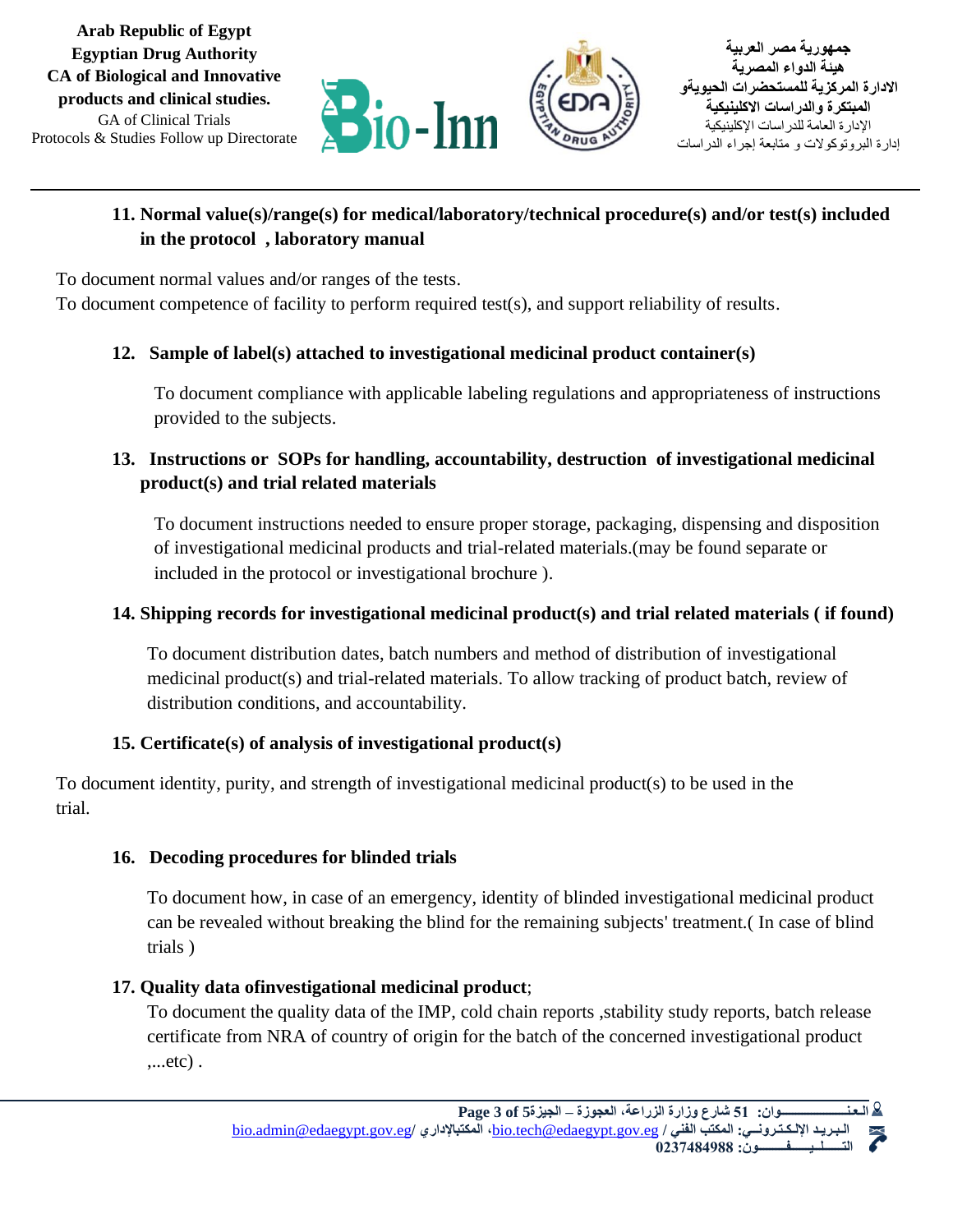**11. Normal value(s)/range(s) for medical/laboratory/technical procedure(s) and/or test(s) included in the protocol , laboratory manual**

To document normal values and/or ranges of the tests.
To document competence of facility to perform required test(s), and support reliability of results.

**12. Sample of label(s) attached to investigational medicinal product container(s)**

To document compliance with applicable labeling regulations and appropriateness of instructions provided to the subjects.

**13. Instructions or SOPs for handling, accountability, destruction of investigational medicinal product(s) and trial related materials**

To document instructions needed to ensure proper storage, packaging, dispensing and disposition of investigational medicinal products and trial-related materials.(may be found separate or included in the protocol or investigational brochure ).

**14. Shipping records for investigational medicinal product(s) and trial related materials ( if found)**

To document distribution dates, batch numbers and method of distribution of investigational medicinal product(s) and trial-related materials. To allow tracking of product batch, review of distribution conditions, and accountability.

**15. Certificate(s) of analysis of investigational product(s)**

To document identity, purity, and strength of investigational medicinal product(s) to be used in the trial.

**16. Decoding procedures for blinded trials**

To document how, in case of an emergency, identity of blinded investigational medicinal product can be revealed without breaking the blind for the remaining subjects' treatment.( In case of blind trials )

**17. Quality data ofinvestigational medicinal product**;
To document the quality data of the IMP, cold chain reports ,stability study reports, batch release certificate from NRA of country of origin for the batch of the concerned investigational product ,...etc) .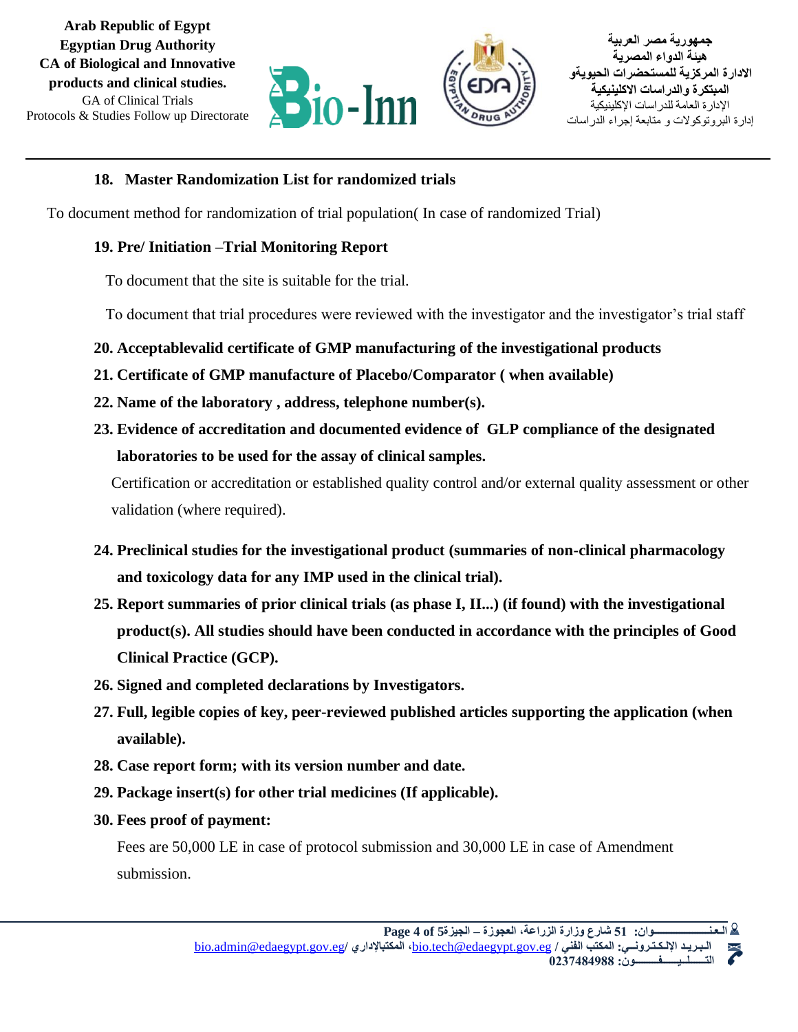**18. Master Randomization List for randomized trials**

To document method for randomization of trial population( In case of randomized Trial)

**19. Pre/ Initiation –Trial Monitoring Report**

To document that the site is suitable for the trial.

To document that trial procedures were reviewed with the investigator and the investigator's trial staff

**20. Acceptablevalid certificate of GMP manufacturing of the investigational products**

**21. Certificate of GMP manufacture of Placebo/Comparator ( when available)**

**22. Name of the laboratory , address, telephone number(s).**

**23. Evidence of accreditation and documented evidence of GLP compliance of the designated laboratories to be used for the assay of clinical samples.**

Certification or accreditation or established quality control and/or external quality assessment or other validation (where required).

**24. Preclinical studies for the investigational product (summaries of non-clinical pharmacology and toxicology data for any IMP used in the clinical trial).**

**25. Report summaries of prior clinical trials (as phase I, II...) (if found) with the investigational product(s). All studies should have been conducted in accordance with the principles of Good Clinical Practice (GCP).**

**26. Signed and completed declarations by Investigators.**

**27. Full, legible copies of key, peer-reviewed published articles supporting the application (when available).**

**28. Case report form; with its version number and date.**

**29. Package insert(s) for other trial medicines (If applicable).**

**30. Fees proof of payment:**

Fees are 50,000 LE in case of protocol submission and 30,000 LE in case of Amendment submission.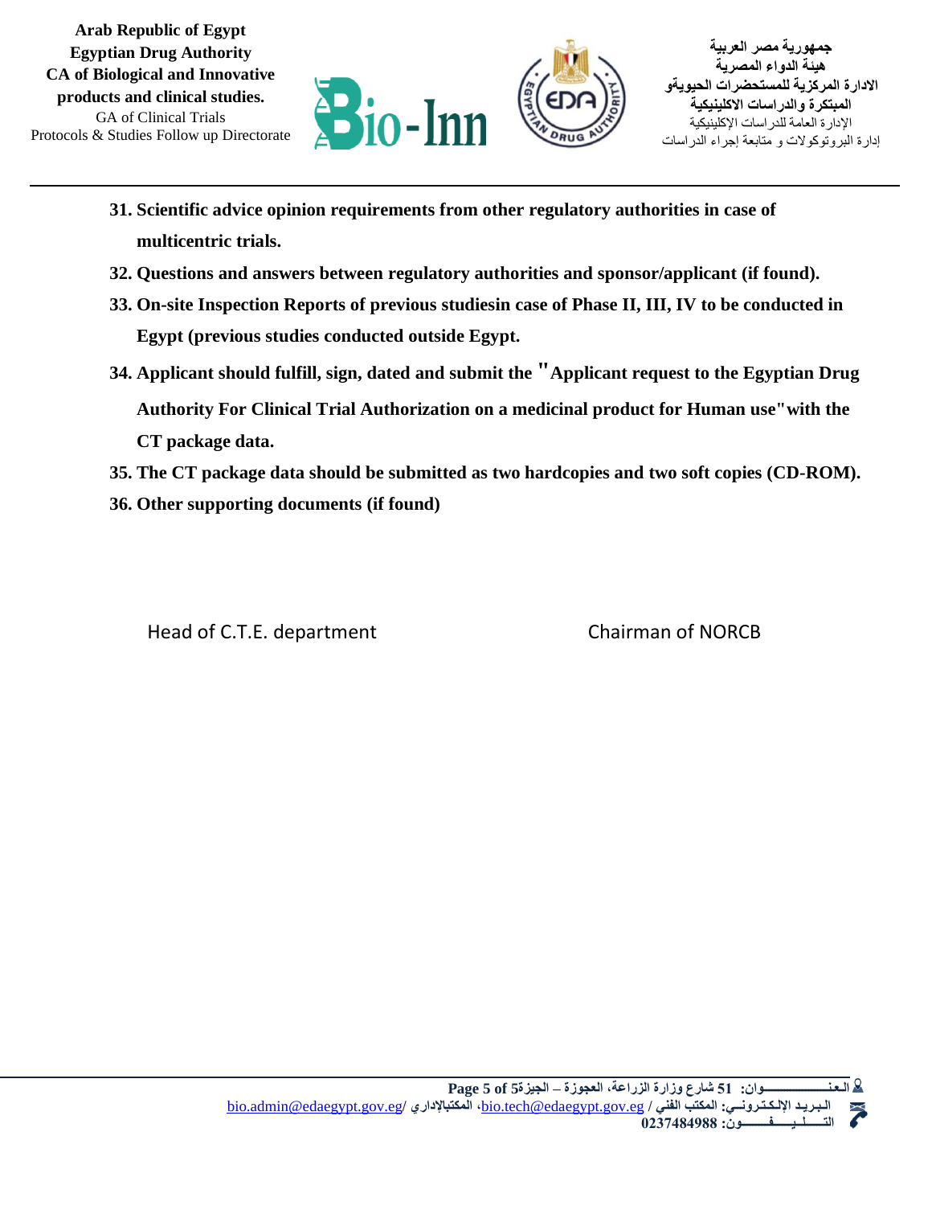31. **Scientific advice opinion requirements from other regulatory authorities in case of multicentric trials.**
32. **Questions and answers between regulatory authorities and sponsor/applicant (if found).**
33. **On-site Inspection Reports of previous studiesin case of Phase II, III, IV to be conducted in Egypt (previous studies conducted outside Egypt.**
34. **Applicant should fulfill, sign, dated and submit the "Applicant request to the Egyptian Drug Authority For Clinical Trial Authorization on a medicinal product for Human use"with the CT package data.**
35. **The CT package data should be submitted as two hardcopies and two soft copies (CD-ROM).**
36. **Other supporting documents (if found)**

Head of C.T.E. department                Chairman of NORCB